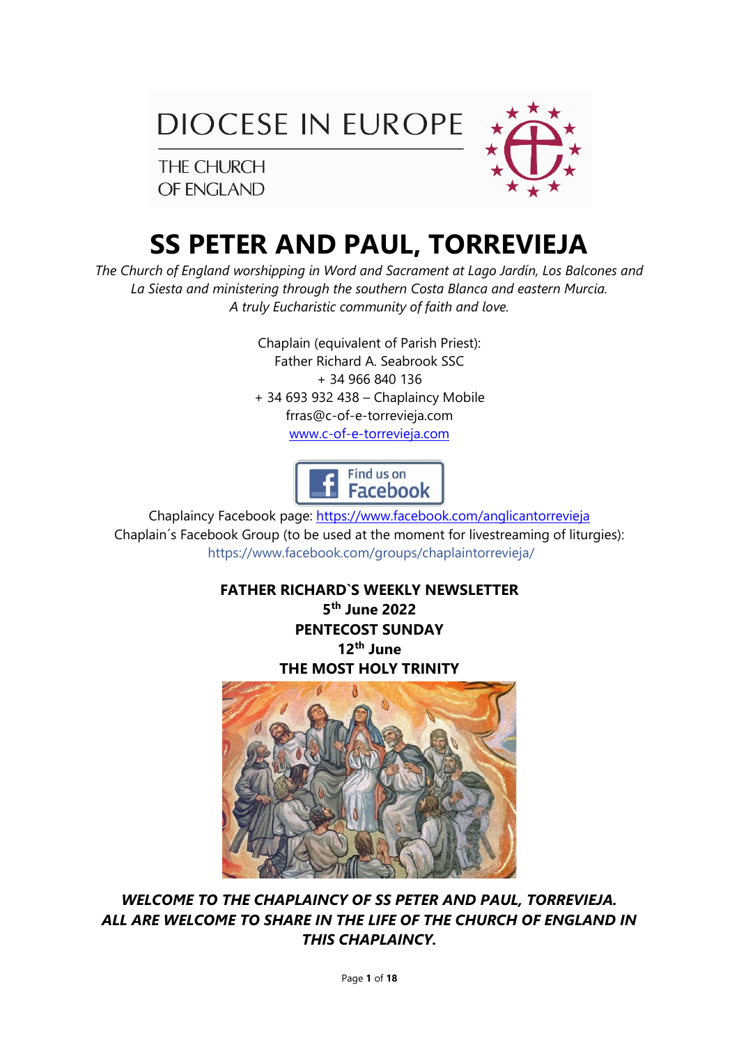DIOCESE IN EUROPE

THE CHURCH OF ENGLAND

# SS PETER AND PAUL, TORREVIEJA

*The Church of England worshipping in Word and Sacrament at Lago Jardín, Los Balcones and La Siesta and ministering through the southern Costa Blanca and eastern Murcia.*
*A truly Eucharistic community of faith and love.*

Chaplain (equivalent of Parish Priest):
Father Richard A. Seabrook SSC
+ 34 966 840 136
+ 34 693 932 438 – Chaplaincy Mobile
frras@c-of-e-torrevieja.com
www.c-of-e-torrevieja.com

Find us on Facebook

Chaplaincy Facebook page: https://www.facebook.com/anglicantorrevieja
Chaplain´s Facebook Group (to be used at the moment for livestreaming of liturgies):
https://www.facebook.com/groups/chaplaintorrevieja/

**FATHER RICHARD`S WEEKLY NEWSLETTER**
**5th June 2022**
**PENTECOST SUNDAY**
**12th June**
**THE MOST HOLY TRINITY**

***WELCOME TO THE CHAPLAINCY OF SS PETER AND PAUL, TORREVIEJA. ALL ARE WELCOME TO SHARE IN THE LIFE OF THE CHURCH OF ENGLAND IN THIS CHAPLAINCY.***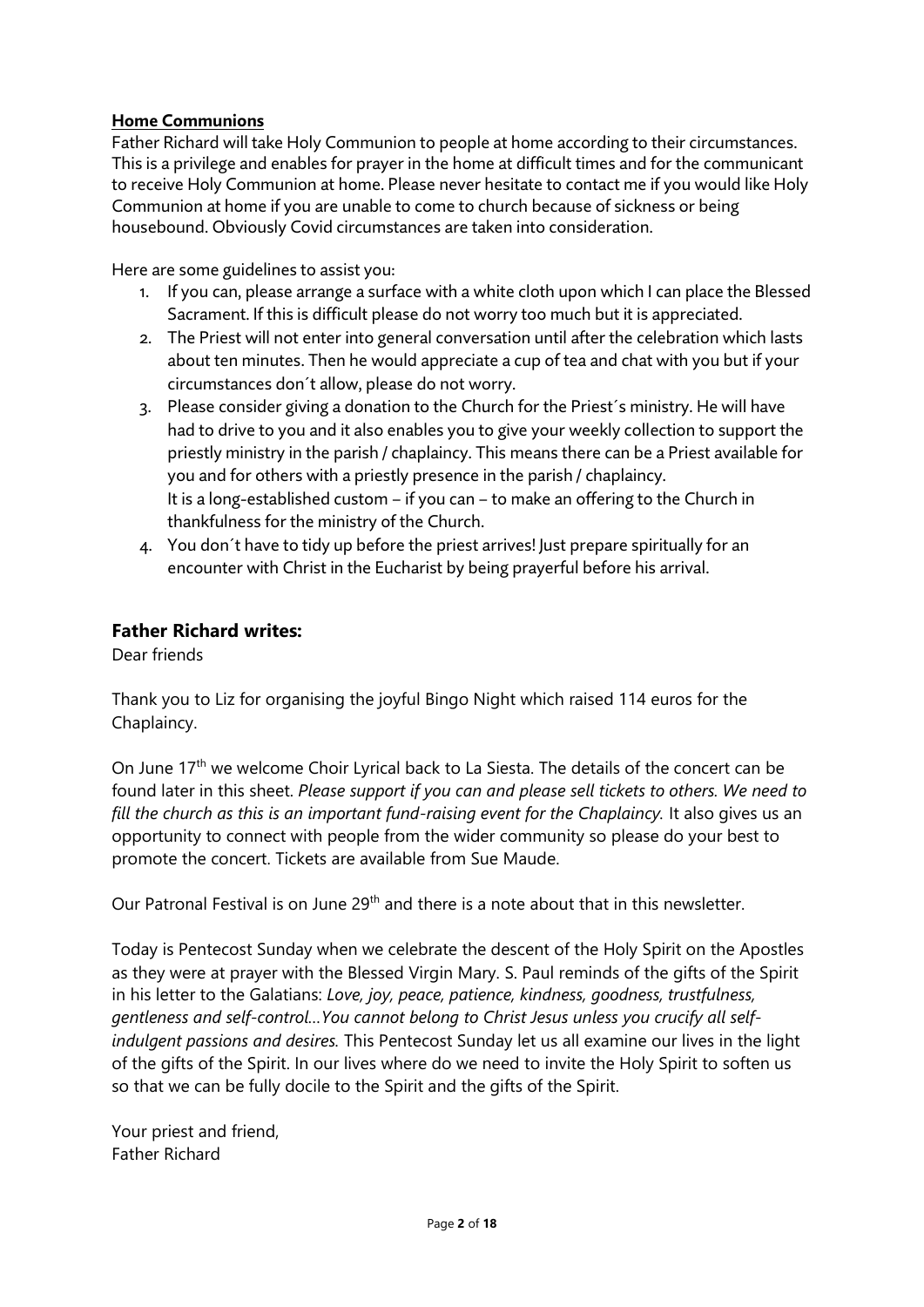**Home Communions**

Father Richard will take Holy Communion to people at home according to their circumstances. This is a privilege and enables for prayer in the home at difficult times and for the communicant to receive Holy Communion at home. Please never hesitate to contact me if you would like Holy Communion at home if you are unable to come to church because of sickness or being housebound. Obviously Covid circumstances are taken into consideration.

Here are some guidelines to assist you:

1. If you can, please arrange a surface with a white cloth upon which I can place the Blessed Sacrament. If this is difficult please do not worry too much but it is appreciated.
2. The Priest will not enter into general conversation until after the celebration which lasts about ten minutes. Then he would appreciate a cup of tea and chat with you but if your circumstances don´t allow, please do not worry.
3. Please consider giving a donation to the Church for the Priest´s ministry. He will have had to drive to you and it also enables you to give your weekly collection to support the priestly ministry in the parish / chaplaincy. This means there can be a Priest available for you and for others with a priestly presence in the parish / chaplaincy.
   It is a long-established custom – if you can – to make an offering to the Church in thankfulness for the ministry of the Church.
4. You don´t have to tidy up before the priest arrives! Just prepare spiritually for an encounter with Christ in the Eucharist by being prayerful before his arrival.

## Father Richard writes:

Dear friends

Thank you to Liz for organising the joyful Bingo Night which raised 114 euros for the Chaplaincy.

On June 17th we welcome Choir Lyrical back to La Siesta. The details of the concert can be found later in this sheet. *Please support if you can and please sell tickets to others. We need to fill the church as this is an important fund-raising event for the Chaplaincy.* It also gives us an opportunity to connect with people from the wider community so please do your best to promote the concert. Tickets are available from Sue Maude.

Our Patronal Festival is on June 29th and there is a note about that in this newsletter.

Today is Pentecost Sunday when we celebrate the descent of the Holy Spirit on the Apostles as they were at prayer with the Blessed Virgin Mary. S. Paul reminds of the gifts of the Spirit in his letter to the Galatians: *Love, joy, peace, patience, kindness, goodness, trustfulness, gentleness and self-control…You cannot belong to Christ Jesus unless you crucify all self-indulgent passions and desires.* This Pentecost Sunday let us all examine our lives in the light of the gifts of the Spirit. In our lives where do we need to invite the Holy Spirit to soften us so that we can be fully docile to the Spirit and the gifts of the Spirit.

Your priest and friend,
Father Richard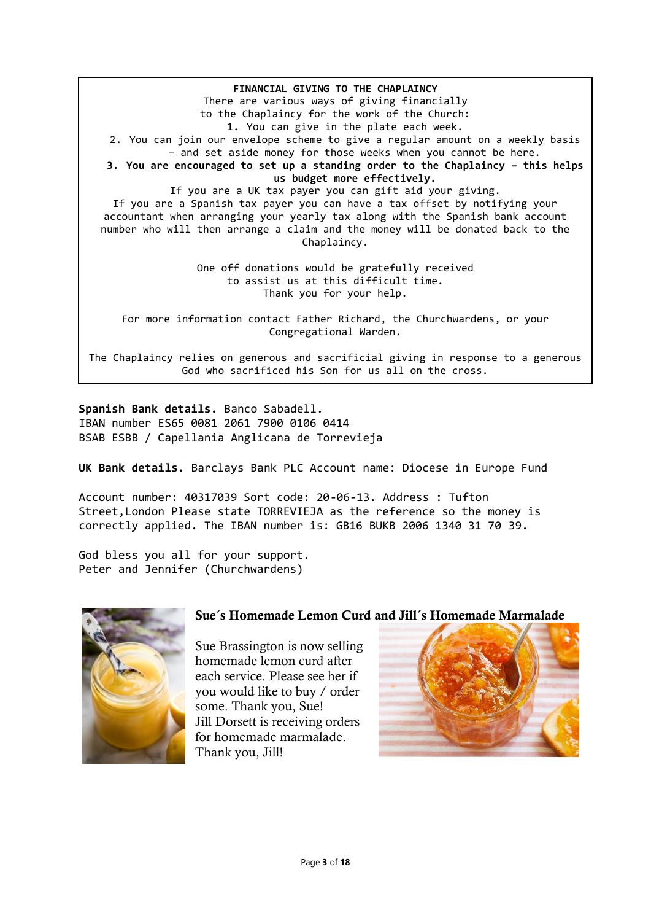**FINANCIAL GIVING TO THE CHAPLAINCY**

There are various ways of giving financially to the Chaplaincy for the work of the Church:

1. You can give in the plate each week.
2. You can join our envelope scheme to give a regular amount on a weekly basis – and set aside money for those weeks when you cannot be here.
3. **You are encouraged to set up a standing order to the Chaplaincy – this helps us budget more effectively.**

If you are a UK tax payer you can gift aid your giving.

If you are a Spanish tax payer you can have a tax offset by notifying your accountant when arranging your yearly tax along with the Spanish bank account number who will then arrange a claim and the money will be donated back to the Chaplaincy.

One off donations would be gratefully received to assist us at this difficult time.
Thank you for your help.

For more information contact Father Richard, the Churchwardens, or your Congregational Warden.

The Chaplaincy relies on generous and sacrificial giving in response to a generous God who sacrificed his Son for us all on the cross.

**Spanish Bank details.** Banco Sabadell.
IBAN number ES65 0081 2061 7900 0106 0414
BSAB ESBB / Capellania Anglicana de Torrevieja

**UK Bank details.** Barclays Bank PLC Account name: Diocese in Europe Fund

Account number: 40317039 Sort code: 20-06-13. Address : Tufton Street,London Please state TORREVIEJA as the reference so the money is correctly applied. The IBAN number is: GB16 BUKB 2006 1340 31 70 39.

God bless you all for your support.
Peter and Jennifer (Churchwardens)

## Sue´s Homemade Lemon Curd and Jill´s Homemade Marmalade

Sue Brassington is now selling homemade lemon curd after each service. Please see her if you would like to buy / order some. Thank you, Sue!
Jill Dorsett is receiving orders for homemade marmalade. Thank you, Jill!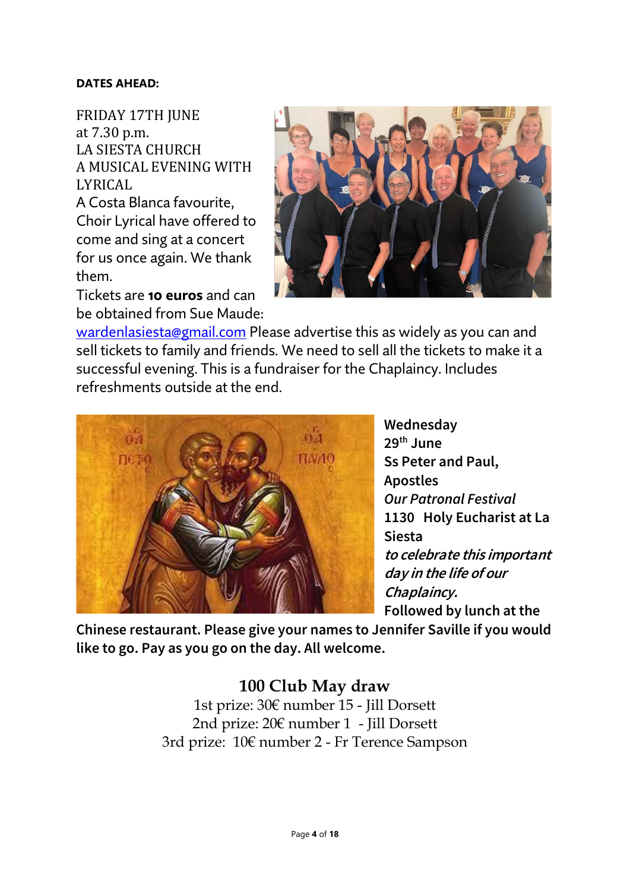**DATES AHEAD:**

FRIDAY 17TH JUNE
at 7.30 p.m.
LA SIESTA CHURCH
A MUSICAL EVENING WITH LYRICAL

A Costa Blanca favourite, Choir Lyrical have offered to come and sing at a concert for us once again. We thank them.

Tickets are **10 euros** and can be obtained from Sue Maude: wardenlasiesta@gmail.com Please advertise this as widely as you can and sell tickets to family and friends. We need to sell all the tickets to make it a successful evening. This is a fundraiser for the Chaplaincy. Includes refreshments outside at the end.

**Wednesday 29th June**
**Ss Peter and Paul, Apostles**
***Our Patronal Festival***
**1130 Holy Eucharist at La Siesta**
***to celebrate this important day in the life of our Chaplaincy.***
**Followed by lunch at the Chinese restaurant. Please give your names to Jennifer Saville if you would like to go. Pay as you go on the day. All welcome.**

## 100 Club May draw

1st prize: 30€ number 15 - Jill Dorsett
2nd prize: 20€ number 1 - Jill Dorsett
3rd prize: 10€ number 2 - Fr Terence Sampson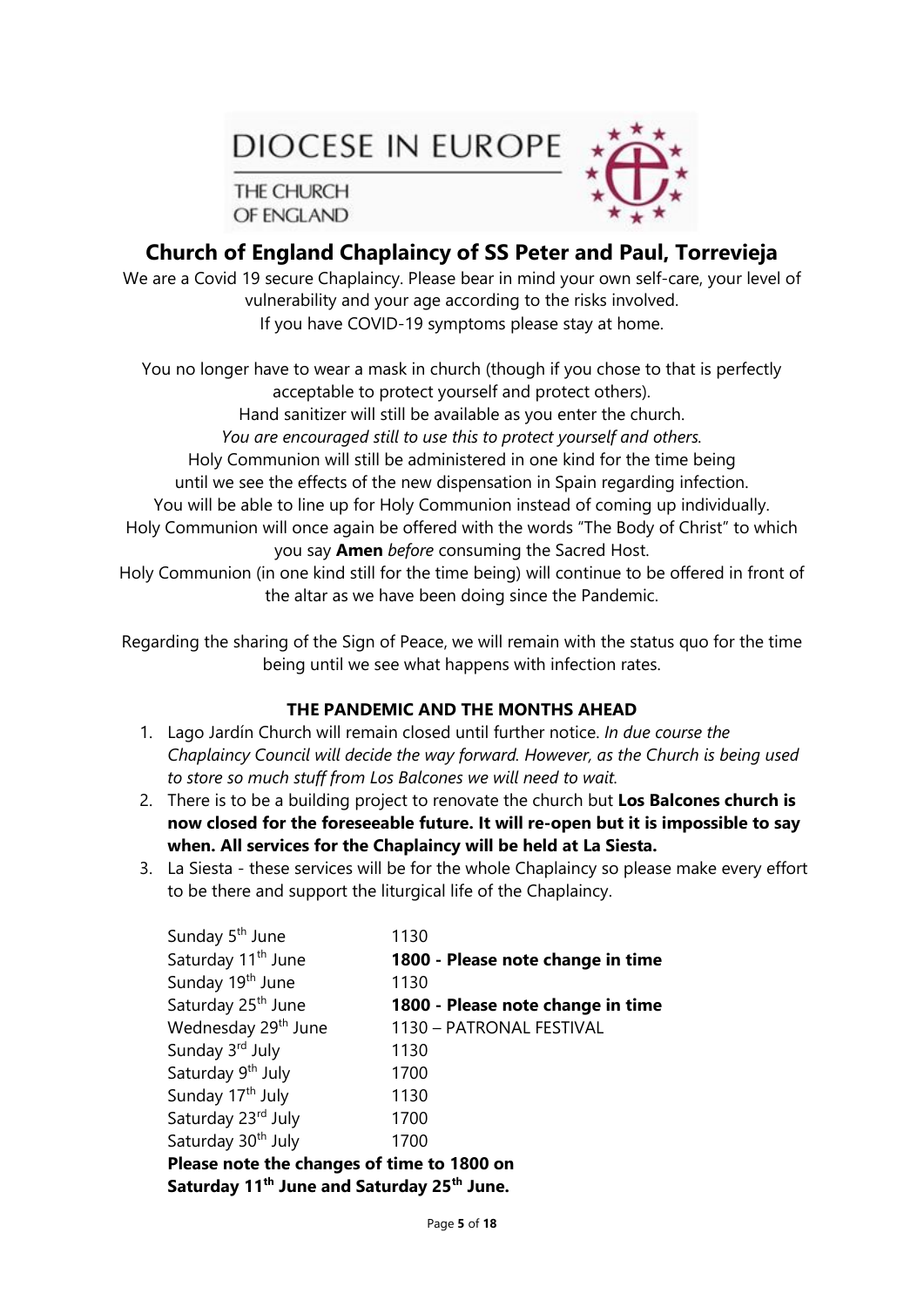DIOCESE IN EUROPE

THE CHURCH OF ENGLAND

## Church of England Chaplaincy of SS Peter and Paul, Torrevieja

We are a Covid 19 secure Chaplaincy. Please bear in mind your own self-care, your level of vulnerability and your age according to the risks involved.
If you have COVID-19 symptoms please stay at home.

You no longer have to wear a mask in church (though if you chose to that is perfectly acceptable to protect yourself and protect others).
Hand sanitizer will still be available as you enter the church.
*You are encouraged still to use this to protect yourself and others.*
Holy Communion will still be administered in one kind for the time being until we see the effects of the new dispensation in Spain regarding infection.
You will be able to line up for Holy Communion instead of coming up individually.
Holy Communion will once again be offered with the words "The Body of Christ" to which you say **Amen** *before* consuming the Sacred Host.
Holy Communion (in one kind still for the time being) will continue to be offered in front of the altar as we have been doing since the Pandemic.

Regarding the sharing of the Sign of Peace, we will remain with the status quo for the time being until we see what happens with infection rates.

### THE PANDEMIC AND THE MONTHS AHEAD

1. Lago Jardín Church will remain closed until further notice. *In due course the Chaplaincy Council will decide the way forward. However, as the Church is being used to store so much stuff from Los Balcones we will need to wait.*
2. There is to be a building project to renovate the church but **Los Balcones church is now closed for the foreseeable future. It will re-open but it is impossible to say when. All services for the Chaplaincy will be held at La Siesta.**
3. La Siesta - these services will be for the whole Chaplaincy so please make every effort to be there and support the liturgical life of the Chaplaincy.

| | |
|---|---|
| Sunday 5th June | 1130 |
| Saturday 11th June | **1800 - Please note change in time** |
| Sunday 19th June | 1130 |
| Saturday 25th June | **1800 - Please note change in time** |
| Wednesday 29th June | 1130 – PATRONAL FESTIVAL |
| Sunday 3rd July | 1130 |
| Saturday 9th July | 1700 |
| Sunday 17th July | 1130 |
| Saturday 23rd July | 1700 |
| Saturday 30th July | 1700 |

**Please note the changes of time to 1800 on Saturday 11th June and Saturday 25th June.**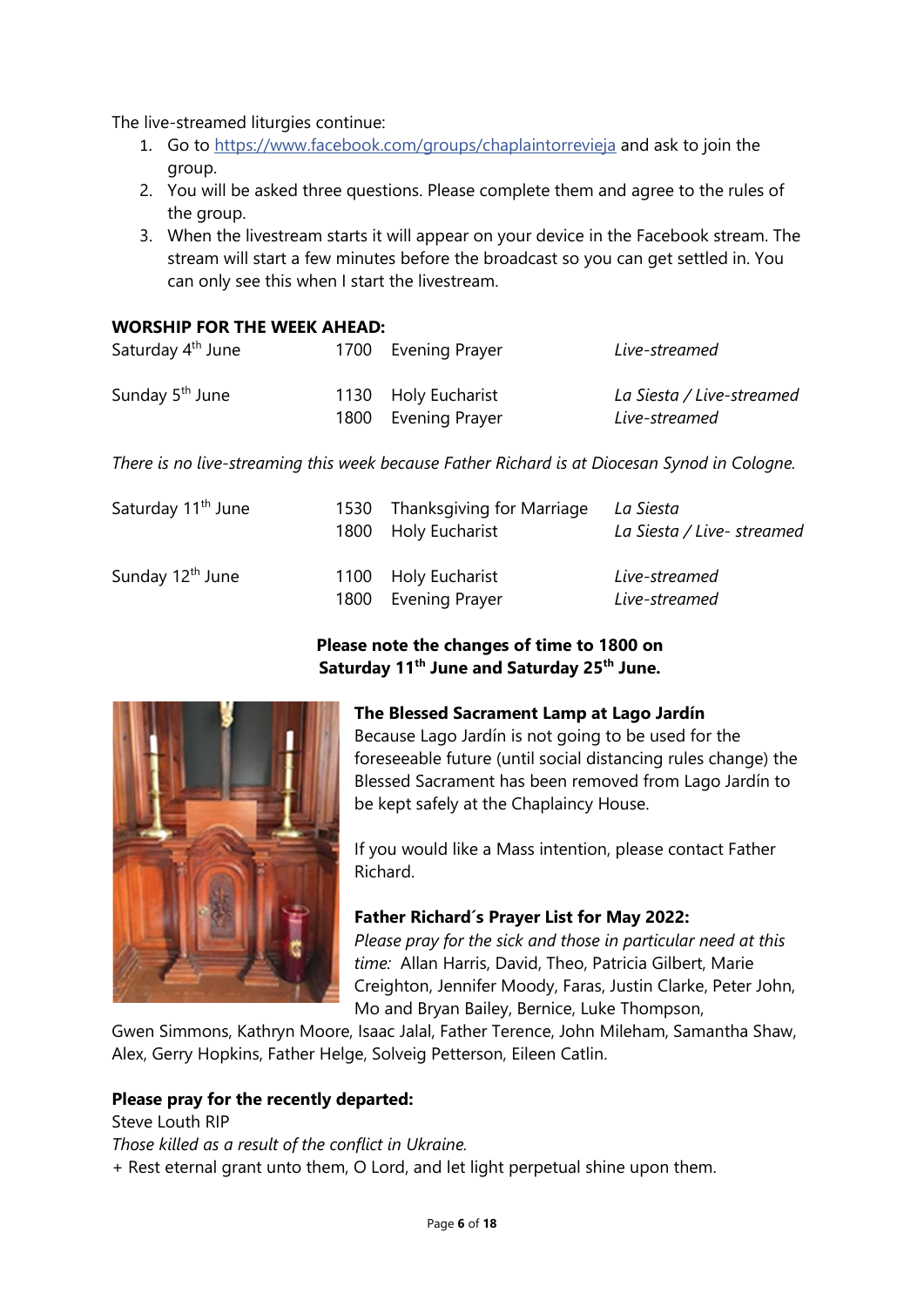The live-streamed liturgies continue:

1. Go to https://www.facebook.com/groups/chaplaintorrevieja and ask to join the group.
2. You will be asked three questions. Please complete them and agree to the rules of the group.
3. When the livestream starts it will appear on your device in the Facebook stream. The stream will start a few minutes before the broadcast so you can get settled in. You can only see this when I start the livestream.

**WORSHIP FOR THE WEEK AHEAD:**

| | | | |
|---|---|---|---|
| Saturday 4th June | 1700 | Evening Prayer | *Live-streamed* |
| Sunday 5th June | 1130 | Holy Eucharist | *La Siesta / Live-streamed* |
| | 1800 | Evening Prayer | *Live-streamed* |

*There is no live-streaming this week because Father Richard is at Diocesan Synod in Cologne.*

| | | | |
|---|---|---|---|
| Saturday 11th June | 1530 | Thanksgiving for Marriage | *La Siesta* |
| | 1800 | Holy Eucharist | *La Siesta / Live- streamed* |
| Sunday 12th June | 1100 | Holy Eucharist | *Live-streamed* |
| | 1800 | Evening Prayer | *Live-streamed* |

**Please note the changes of time to 1800 on Saturday 11th June and Saturday 25th June.**

**The Blessed Sacrament Lamp at Lago Jardín**

Because Lago Jardín is not going to be used for the foreseeable future (until social distancing rules change) the Blessed Sacrament has been removed from Lago Jardín to be kept safely at the Chaplaincy House.

If you would like a Mass intention, please contact Father Richard.

**Father Richard´s Prayer List for May 2022:**

*Please pray for the sick and those in particular need at this time:* Allan Harris, David, Theo, Patricia Gilbert, Marie Creighton, Jennifer Moody, Faras, Justin Clarke, Peter John, Mo and Bryan Bailey, Bernice, Luke Thompson, Gwen Simmons, Kathryn Moore, Isaac Jalal, Father Terence, John Mileham, Samantha Shaw, Alex, Gerry Hopkins, Father Helge, Solveig Petterson, Eileen Catlin.

**Please pray for the recently departed:**

Steve Louth RIP

*Those killed as a result of the conflict in Ukraine.*

+ Rest eternal grant unto them, O Lord, and let light perpetual shine upon them.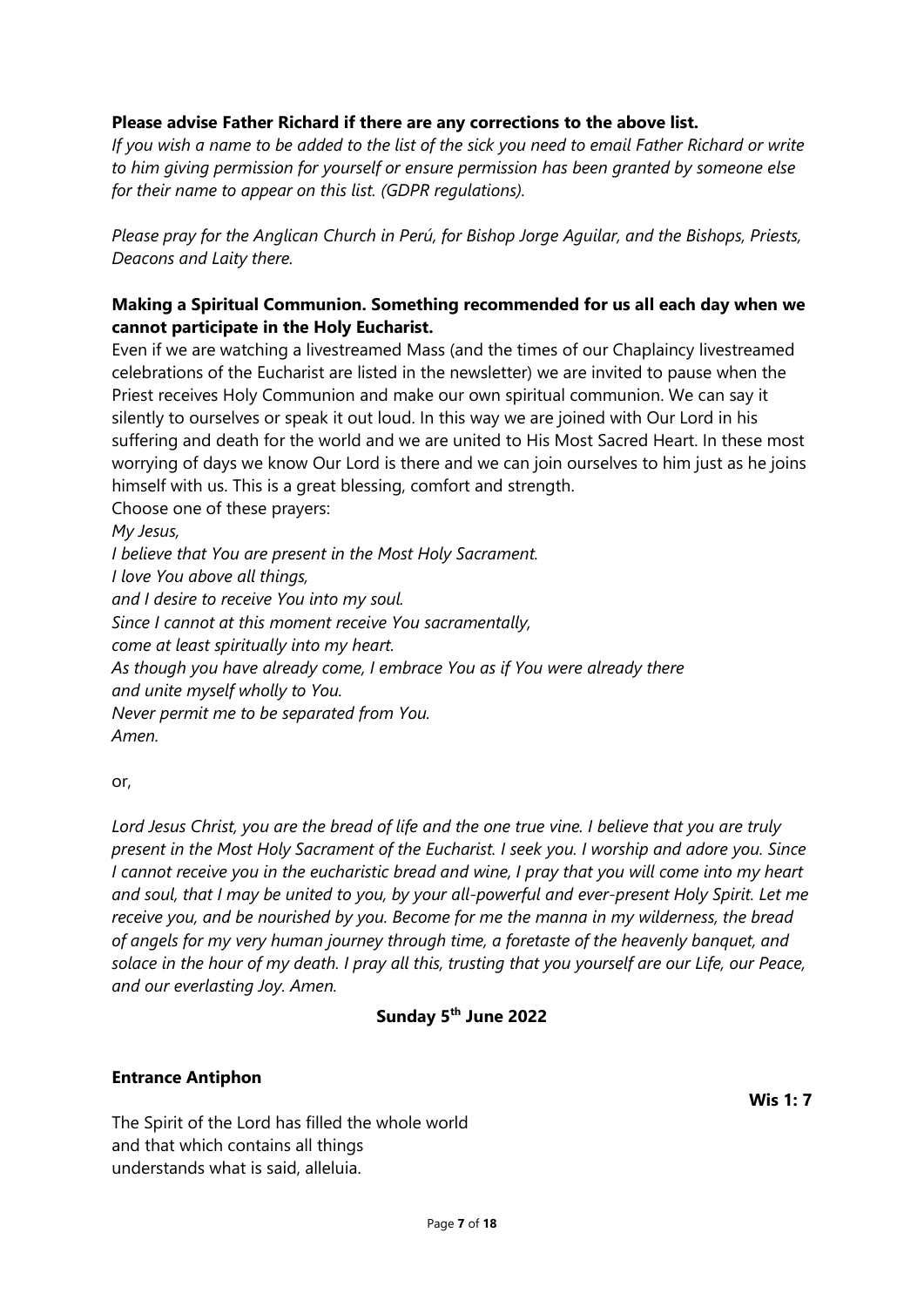**Please advise Father Richard if there are any corrections to the above list.**

*If you wish a name to be added to the list of the sick you need to email Father Richard or write to him giving permission for yourself or ensure permission has been granted by someone else for their name to appear on this list. (GDPR regulations).*

*Please pray for the Anglican Church in Perú, for Bishop Jorge Aguilar, and the Bishops, Priests, Deacons and Laity there.*

**Making a Spiritual Communion. Something recommended for us all each day when we cannot participate in the Holy Eucharist.**

Even if we are watching a livestreamed Mass (and the times of our Chaplaincy livestreamed celebrations of the Eucharist are listed in the newsletter) we are invited to pause when the Priest receives Holy Communion and make our own spiritual communion. We can say it silently to ourselves or speak it out loud. In this way we are joined with Our Lord in his suffering and death for the world and we are united to His Most Sacred Heart. In these most worrying of days we know Our Lord is there and we can join ourselves to him just as he joins himself with us. This is a great blessing, comfort and strength.

Choose one of these prayers:

*My Jesus,*
*I believe that You are present in the Most Holy Sacrament.*
*I love You above all things,*
*and I desire to receive You into my soul.*
*Since I cannot at this moment receive You sacramentally,*
*come at least spiritually into my heart.*
*As though you have already come, I embrace You as if You were already there*
*and unite myself wholly to You.*
*Never permit me to be separated from You.*
*Amen.*

or,

*Lord Jesus Christ, you are the bread of life and the one true vine. I believe that you are truly present in the Most Holy Sacrament of the Eucharist. I seek you. I worship and adore you. Since I cannot receive you in the eucharistic bread and wine, I pray that you will come into my heart and soul, that I may be united to you, by your all-powerful and ever-present Holy Spirit. Let me receive you, and be nourished by you. Become for me the manna in my wilderness, the bread of angels for my very human journey through time, a foretaste of the heavenly banquet, and solace in the hour of my death. I pray all this, trusting that you yourself are our Life, our Peace, and our everlasting Joy. Amen.*

**Sunday 5th June 2022**

**Entrance Antiphon**

**Wis 1: 7**

The Spirit of the Lord has filled the whole world
and that which contains all things
understands what is said, alleluia.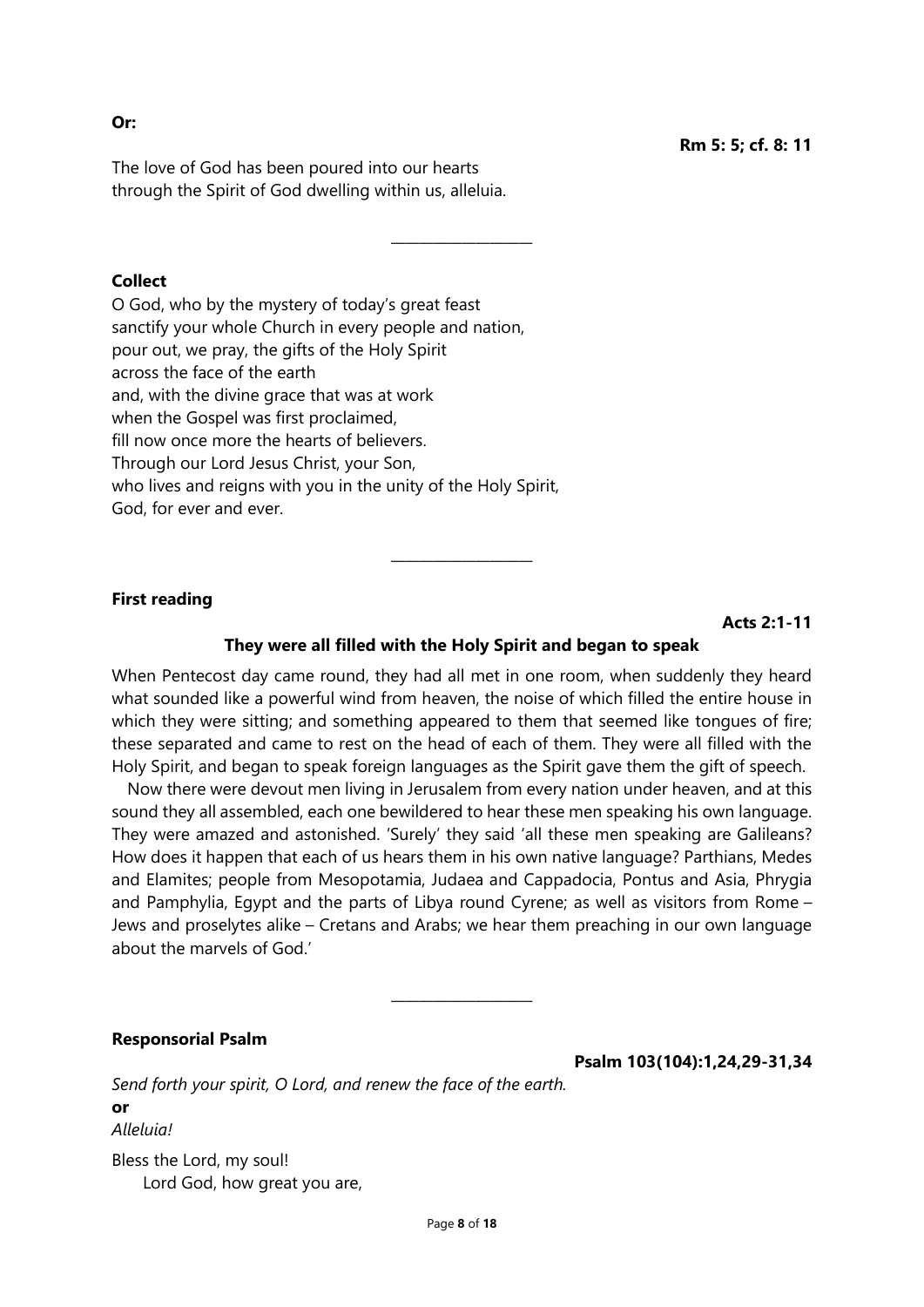**Or:**

**Rm 5: 5; cf. 8: 11**

The love of God has been poured into our hearts
through the Spirit of God dwelling within us, alleluia.

---

**Collect**

O God, who by the mystery of today's great feast
sanctify your whole Church in every people and nation,
pour out, we pray, the gifts of the Holy Spirit
across the face of the earth
and, with the divine grace that was at work
when the Gospel was first proclaimed,
fill now once more the hearts of believers.
Through our Lord Jesus Christ, your Son,
who lives and reigns with you in the unity of the Holy Spirit,
God, for ever and ever.

---

**First reading**

**Acts 2:1-11**

**They were all filled with the Holy Spirit and began to speak**

When Pentecost day came round, they had all met in one room, when suddenly they heard what sounded like a powerful wind from heaven, the noise of which filled the entire house in which they were sitting; and something appeared to them that seemed like tongues of fire; these separated and came to rest on the head of each of them. They were all filled with the Holy Spirit, and began to speak foreign languages as the Spirit gave them the gift of speech.

Now there were devout men living in Jerusalem from every nation under heaven, and at this sound they all assembled, each one bewildered to hear these men speaking his own language. They were amazed and astonished. 'Surely' they said 'all these men speaking are Galileans? How does it happen that each of us hears them in his own native language? Parthians, Medes and Elamites; people from Mesopotamia, Judaea and Cappadocia, Pontus and Asia, Phrygia and Pamphylia, Egypt and the parts of Libya round Cyrene; as well as visitors from Rome – Jews and proselytes alike – Cretans and Arabs; we hear them preaching in our own language about the marvels of God.'

---

**Responsorial Psalm**

**Psalm 103(104):1,24,29-31,34**

*Send forth your spirit, O Lord, and renew the face of the earth.*
**or**
*Alleluia!*

Bless the Lord, my soul!
Lord God, how great you are,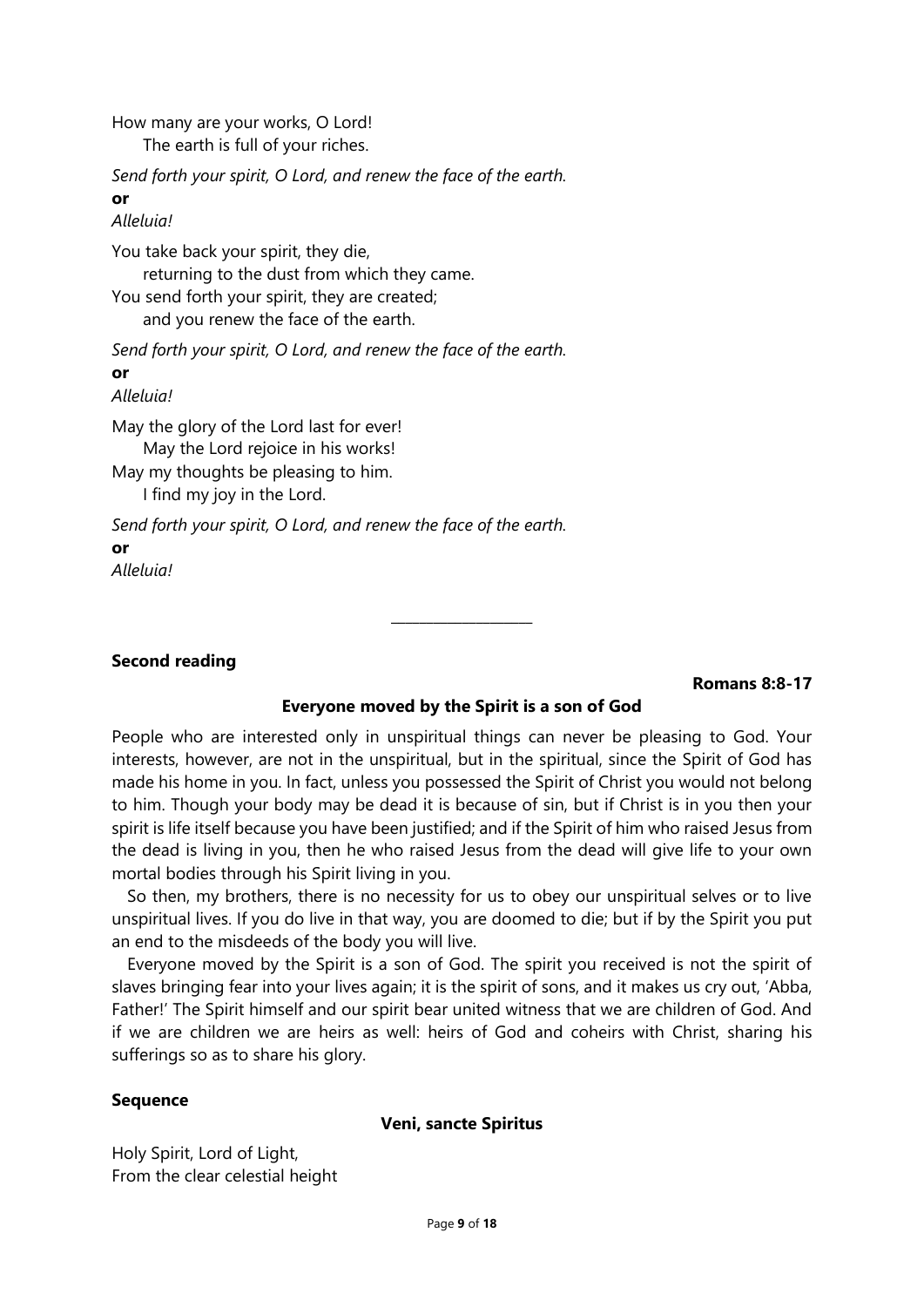How many are your works, O Lord!
    The earth is full of your riches.

*Send forth your spirit, O Lord, and renew the face of the earth.*
**or**
*Alleluia!*

You take back your spirit, they die,
    returning to the dust from which they came.
You send forth your spirit, they are created;
    and you renew the face of the earth.

*Send forth your spirit, O Lord, and renew the face of the earth.*
**or**
*Alleluia!*

May the glory of the Lord last for ever!
    May the Lord rejoice in his works!
May my thoughts be pleasing to him.
    I find my joy in the Lord.

*Send forth your spirit, O Lord, and renew the face of the earth.*
**or**
*Alleluia!*

---

**Second reading**

**Romans 8:8-17**

**Everyone moved by the Spirit is a son of God**

People who are interested only in unspiritual things can never be pleasing to God. Your interests, however, are not in the unspiritual, but in the spiritual, since the Spirit of God has made his home in you. In fact, unless you possessed the Spirit of Christ you would not belong to him. Though your body may be dead it is because of sin, but if Christ is in you then your spirit is life itself because you have been justified; and if the Spirit of him who raised Jesus from the dead is living in you, then he who raised Jesus from the dead will give life to your own mortal bodies through his Spirit living in you.

So then, my brothers, there is no necessity for us to obey our unspiritual selves or to live unspiritual lives. If you do live in that way, you are doomed to die; but if by the Spirit you put an end to the misdeeds of the body you will live.

Everyone moved by the Spirit is a son of God. The spirit you received is not the spirit of slaves bringing fear into your lives again; it is the spirit of sons, and it makes us cry out, 'Abba, Father!' The Spirit himself and our spirit bear united witness that we are children of God. And if we are children we are heirs as well: heirs of God and coheirs with Christ, sharing his sufferings so as to share his glory.

**Sequence**

**Veni, sancte Spiritus**

Holy Spirit, Lord of Light,
From the clear celestial height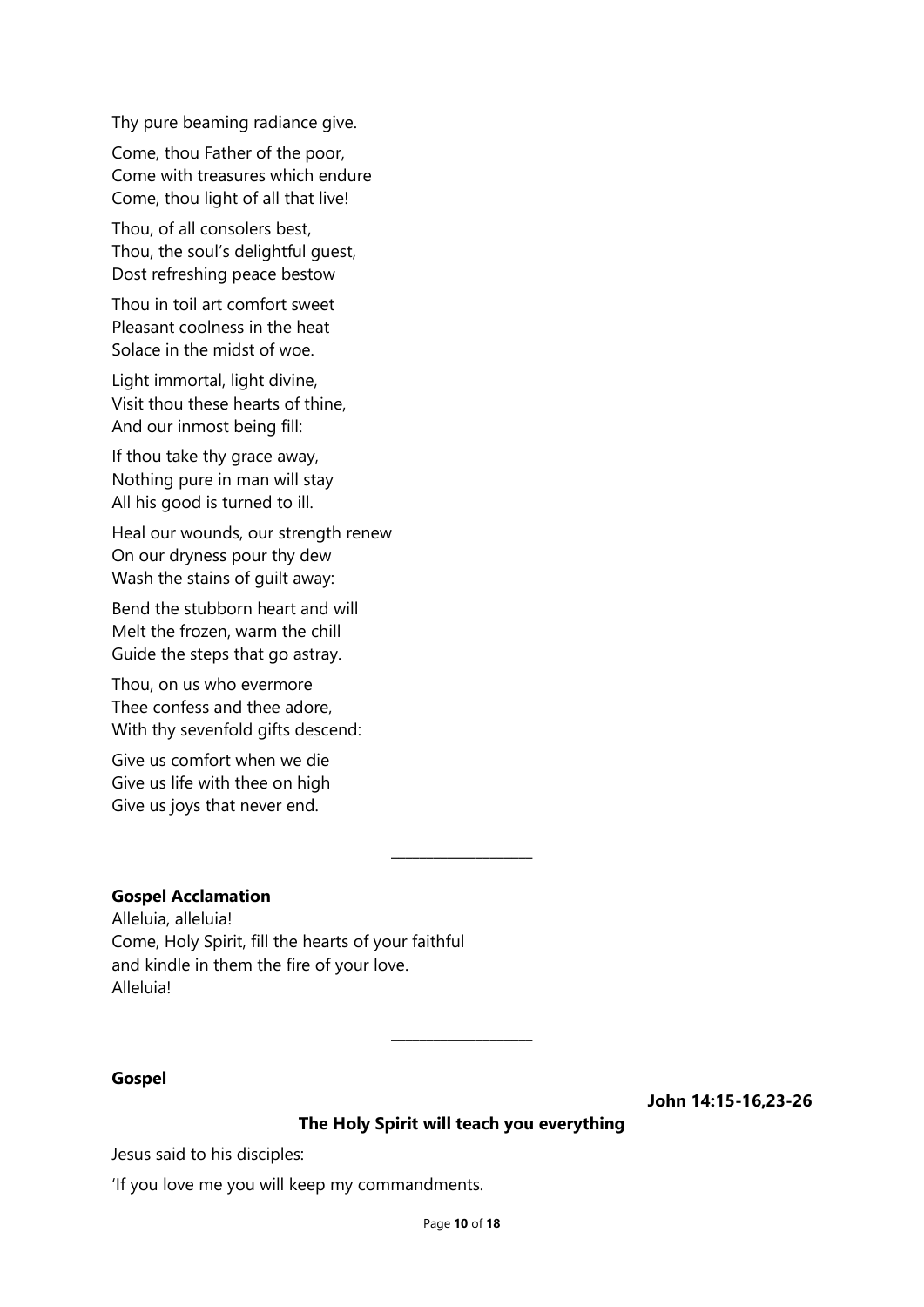Thy pure beaming radiance give.

Come, thou Father of the poor,
Come with treasures which endure
Come, thou light of all that live!

Thou, of all consolers best,
Thou, the soul's delightful guest,
Dost refreshing peace bestow

Thou in toil art comfort sweet
Pleasant coolness in the heat
Solace in the midst of woe.

Light immortal, light divine,
Visit thou these hearts of thine,
And our inmost being fill:

If thou take thy grace away,
Nothing pure in man will stay
All his good is turned to ill.

Heal our wounds, our strength renew
On our dryness pour thy dew
Wash the stains of guilt away:

Bend the stubborn heart and will
Melt the frozen, warm the chill
Guide the steps that go astray.

Thou, on us who evermore
Thee confess and thee adore,
With thy sevenfold gifts descend:

Give us comfort when we die
Give us life with thee on high
Give us joys that never end.

---

**Gospel Acclamation**

Alleluia, alleluia!
Come, Holy Spirit, fill the hearts of your faithful
and kindle in them the fire of your love.
Alleluia!

---

**Gospel**

**John 14:15-16,23-26**

**The Holy Spirit will teach you everything**

Jesus said to his disciples:

'If you love me you will keep my commandments.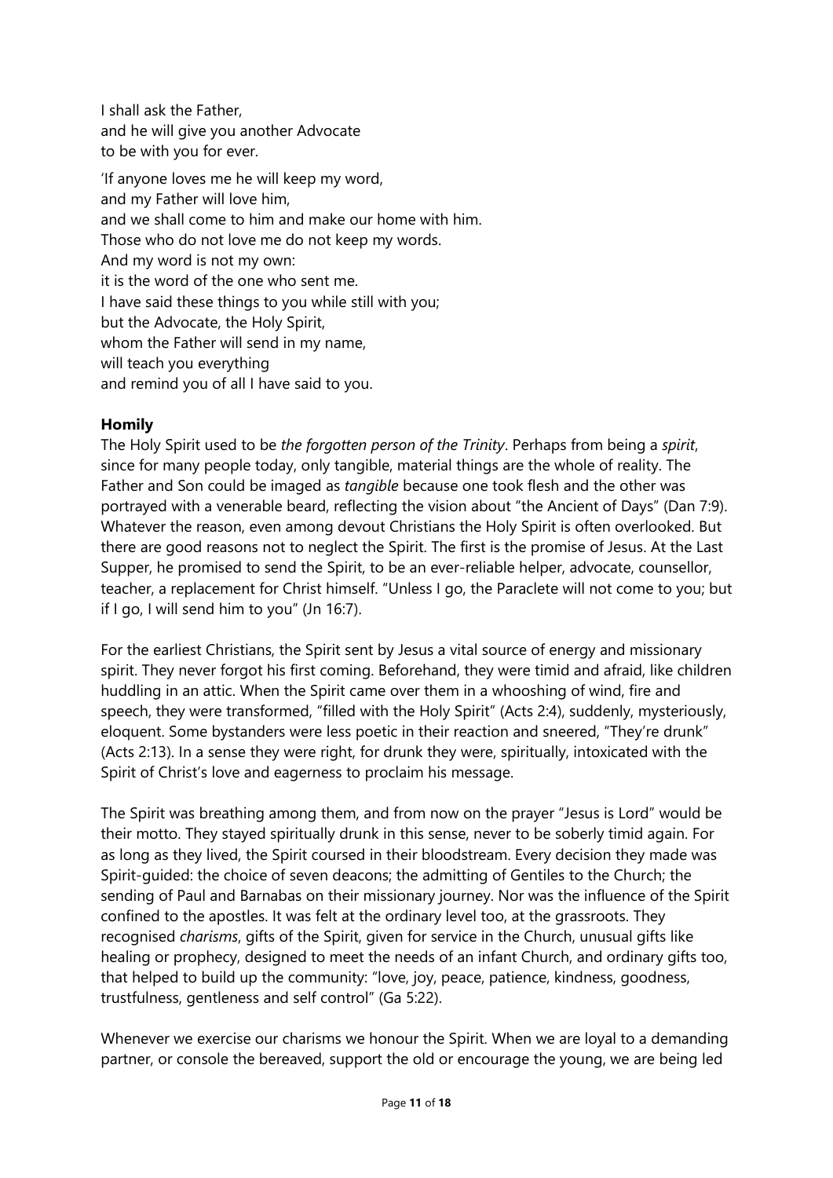I shall ask the Father,
and he will give you another Advocate
to be with you for ever.

'If anyone loves me he will keep my word,
and my Father will love him,
and we shall come to him and make our home with him.
Those who do not love me do not keep my words.
And my word is not my own:
it is the word of the one who sent me.
I have said these things to you while still with you;
but the Advocate, the Holy Spirit,
whom the Father will send in my name,
will teach you everything
and remind you of all I have said to you.

**Homily**

The Holy Spirit used to be *the forgotten person of the Trinity*. Perhaps from being a *spirit*, since for many people today, only tangible, material things are the whole of reality. The Father and Son could be imaged as *tangible* because one took flesh and the other was portrayed with a venerable beard, reflecting the vision about "the Ancient of Days" (Dan 7:9). Whatever the reason, even among devout Christians the Holy Spirit is often overlooked. But there are good reasons not to neglect the Spirit. The first is the promise of Jesus. At the Last Supper, he promised to send the Spirit, to be an ever-reliable helper, advocate, counsellor, teacher, a replacement for Christ himself. "Unless I go, the Paraclete will not come to you; but if I go, I will send him to you" (Jn 16:7).

For the earliest Christians, the Spirit sent by Jesus a vital source of energy and missionary spirit. They never forgot his first coming. Beforehand, they were timid and afraid, like children huddling in an attic. When the Spirit came over them in a whooshing of wind, fire and speech, they were transformed, "filled with the Holy Spirit" (Acts 2:4), suddenly, mysteriously, eloquent. Some bystanders were less poetic in their reaction and sneered, "They're drunk" (Acts 2:13). In a sense they were right, for drunk they were, spiritually, intoxicated with the Spirit of Christ's love and eagerness to proclaim his message.

The Spirit was breathing among them, and from now on the prayer "Jesus is Lord" would be their motto. They stayed spiritually drunk in this sense, never to be soberly timid again. For as long as they lived, the Spirit coursed in their bloodstream. Every decision they made was Spirit-guided: the choice of seven deacons; the admitting of Gentiles to the Church; the sending of Paul and Barnabas on their missionary journey. Nor was the influence of the Spirit confined to the apostles. It was felt at the ordinary level too, at the grassroots. They recognised *charisms*, gifts of the Spirit, given for service in the Church, unusual gifts like healing or prophecy, designed to meet the needs of an infant Church, and ordinary gifts too, that helped to build up the community: "love, joy, peace, patience, kindness, goodness, trustfulness, gentleness and self control" (Ga 5:22).

Whenever we exercise our charisms we honour the Spirit. When we are loyal to a demanding partner, or console the bereaved, support the old or encourage the young, we are being led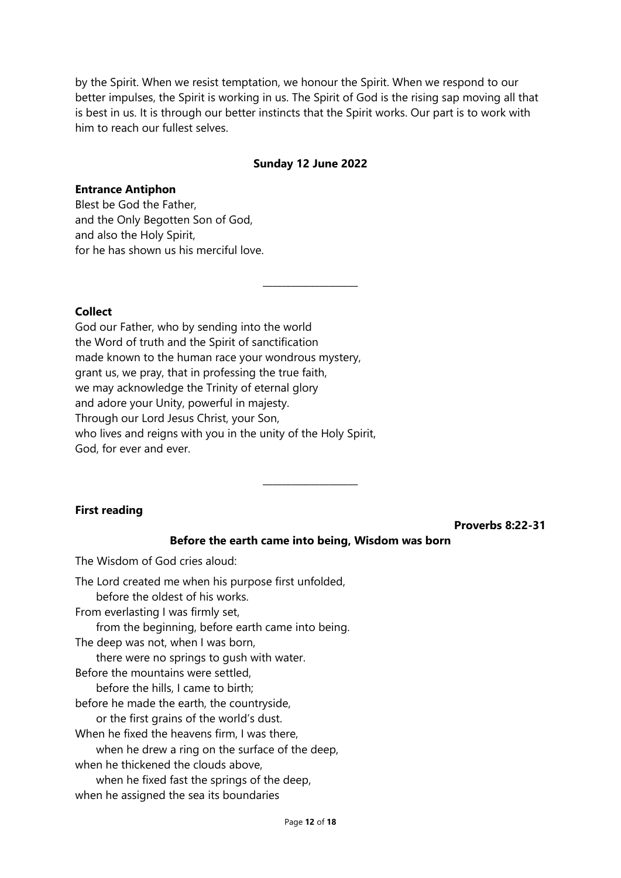by the Spirit. When we resist temptation, we honour the Spirit. When we respond to our better impulses, the Spirit is working in us. The Spirit of God is the rising sap moving all that is best in us. It is through our better instincts that the Spirit works. Our part is to work with him to reach our fullest selves.

## Sunday 12 June 2022

**Entrance Antiphon**

Blest be God the Father,
and the Only Begotten Son of God,
and also the Holy Spirit,
for he has shown us his merciful love.

---

**Collect**

God our Father, who by sending into the world
the Word of truth and the Spirit of sanctification
made known to the human race your wondrous mystery,
grant us, we pray, that in professing the true faith,
we may acknowledge the Trinity of eternal glory
and adore your Unity, powerful in majesty.
Through our Lord Jesus Christ, your Son,
who lives and reigns with you in the unity of the Holy Spirit,
God, for ever and ever.

---

**First reading**

**Proverbs 8:22-31**

**Before the earth came into being, Wisdom was born**

The Wisdom of God cries aloud:

The Lord created me when his purpose first unfolded,
  before the oldest of his works.
From everlasting I was firmly set,
  from the beginning, before earth came into being.
The deep was not, when I was born,
  there were no springs to gush with water.
Before the mountains were settled,
  before the hills, I came to birth;
before he made the earth, the countryside,
  or the first grains of the world's dust.
When he fixed the heavens firm, I was there,
  when he drew a ring on the surface of the deep,
when he thickened the clouds above,
  when he fixed fast the springs of the deep,
when he assigned the sea its boundaries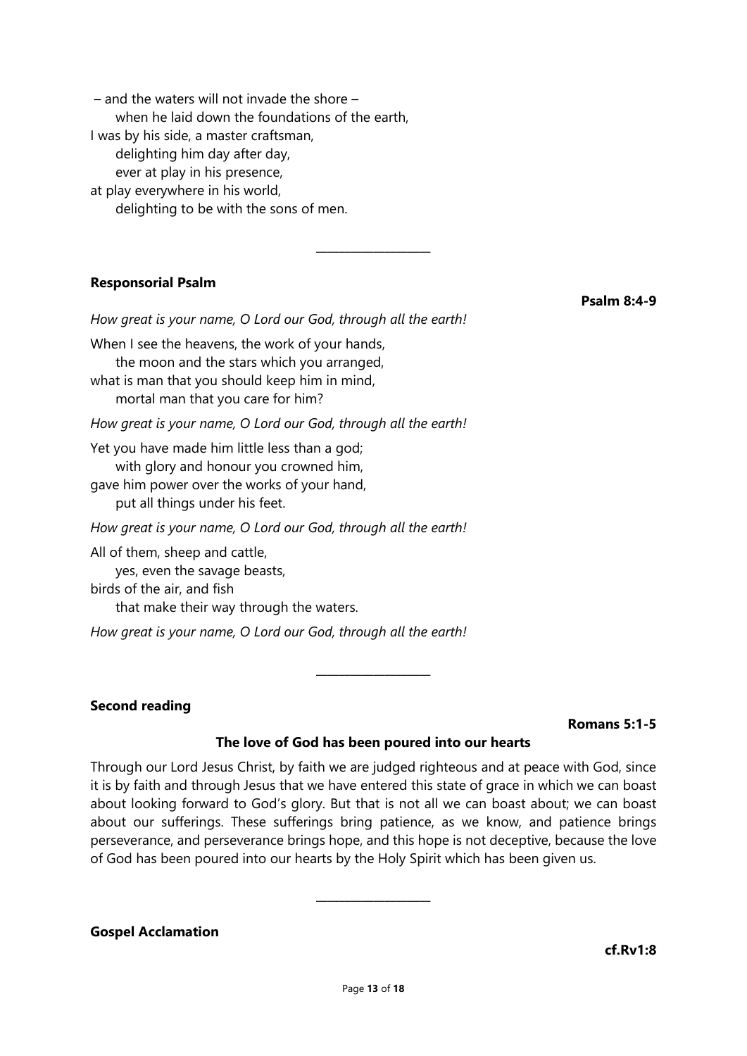– and the waters will not invade the shore –
  when he laid down the foundations of the earth,
I was by his side, a master craftsman,
  delighting him day after day,
  ever at play in his presence,
at play everywhere in his world,
  delighting to be with the sons of men.

---

**Responsorial Psalm**

**Psalm 8:4-9**

*How great is your name, O Lord our God, through all the earth!*

When I see the heavens, the work of your hands,
  the moon and the stars which you arranged,
what is man that you should keep him in mind,
  mortal man that you care for him?

*How great is your name, O Lord our God, through all the earth!*

Yet you have made him little less than a god;
  with glory and honour you crowned him,
gave him power over the works of your hand,
  put all things under his feet.

*How great is your name, O Lord our God, through all the earth!*

All of them, sheep and cattle,
  yes, even the savage beasts,
birds of the air, and fish
  that make their way through the waters.

*How great is your name, O Lord our God, through all the earth!*

---

**Second reading**

**Romans 5:1-5**

**The love of God has been poured into our hearts**

Through our Lord Jesus Christ, by faith we are judged righteous and at peace with God, since it is by faith and through Jesus that we have entered this state of grace in which we can boast about looking forward to God's glory. But that is not all we can boast about; we can boast about our sufferings. These sufferings bring patience, as we know, and patience brings perseverance, and perseverance brings hope, and this hope is not deceptive, because the love of God has been poured into our hearts by the Holy Spirit which has been given us.

---

**Gospel Acclamation**

**cf.Rv1:8**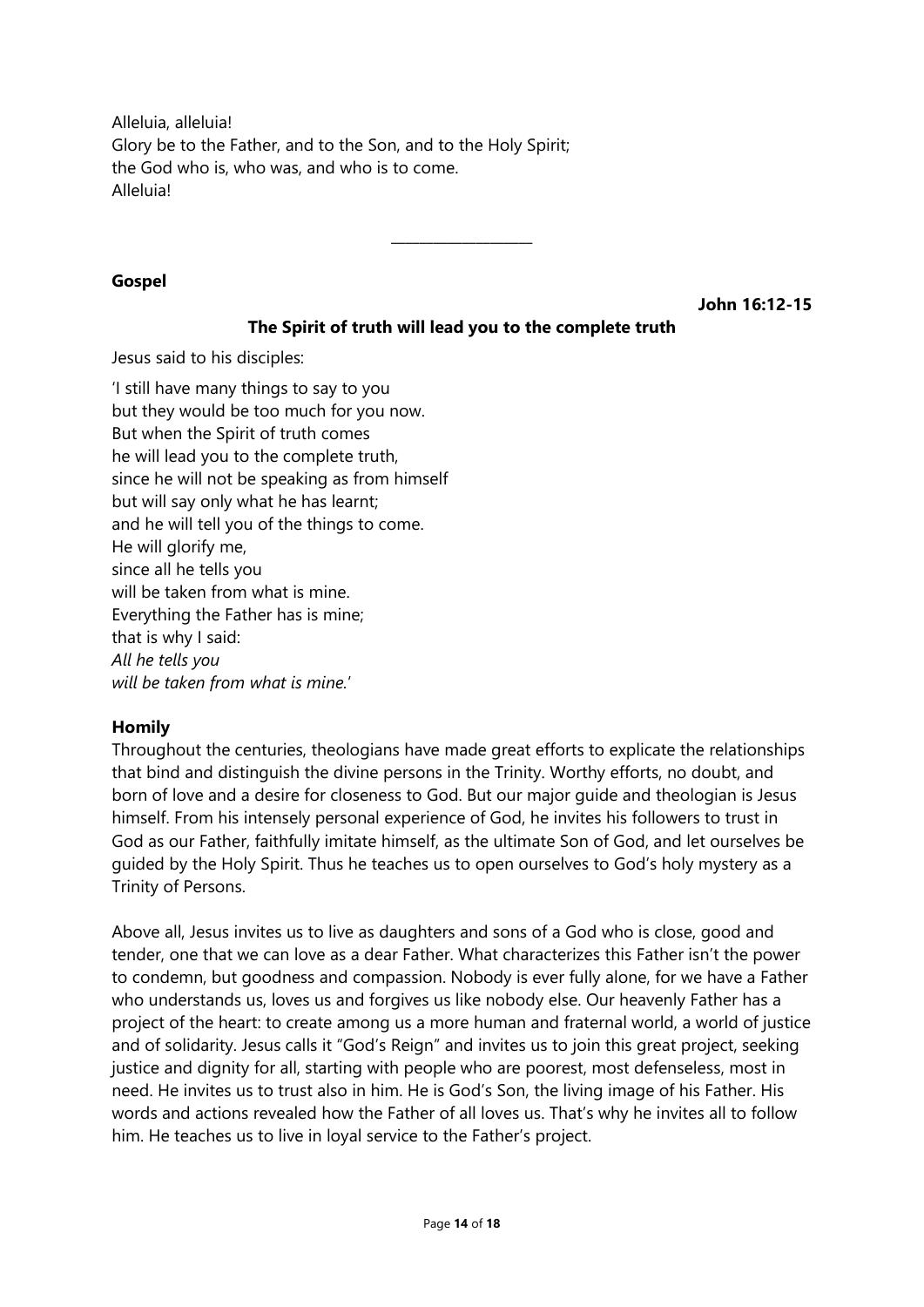Alleluia, alleluia!
Glory be to the Father, and to the Son, and to the Holy Spirit;
the God who is, who was, and who is to come.
Alleluia!

---

**Gospel**

**John 16:12-15**

**The Spirit of truth will lead you to the complete truth**

Jesus said to his disciples:

'I still have many things to say to you
but they would be too much for you now.
But when the Spirit of truth comes
he will lead you to the complete truth,
since he will not be speaking as from himself
but will say only what he has learnt;
and he will tell you of the things to come.
He will glorify me,
since all he tells you
will be taken from what is mine.
Everything the Father has is mine;
that is why I said:
*All he tells you*
*will be taken from what is mine.*'

**Homily**

Throughout the centuries, theologians have made great efforts to explicate the relationships that bind and distinguish the divine persons in the Trinity. Worthy efforts, no doubt, and born of love and a desire for closeness to God. But our major guide and theologian is Jesus himself. From his intensely personal experience of God, he invites his followers to trust in God as our Father, faithfully imitate himself, as the ultimate Son of God, and let ourselves be guided by the Holy Spirit. Thus he teaches us to open ourselves to God's holy mystery as a Trinity of Persons.

Above all, Jesus invites us to live as daughters and sons of a God who is close, good and tender, one that we can love as a dear Father. What characterizes this Father isn't the power to condemn, but goodness and compassion. Nobody is ever fully alone, for we have a Father who understands us, loves us and forgives us like nobody else. Our heavenly Father has a project of the heart: to create among us a more human and fraternal world, a world of justice and of solidarity. Jesus calls it "God's Reign" and invites us to join this great project, seeking justice and dignity for all, starting with people who are poorest, most defenseless, most in need. He invites us to trust also in him. He is God's Son, the living image of his Father. His words and actions revealed how the Father of all loves us. That's why he invites all to follow him. He teaches us to live in loyal service to the Father's project.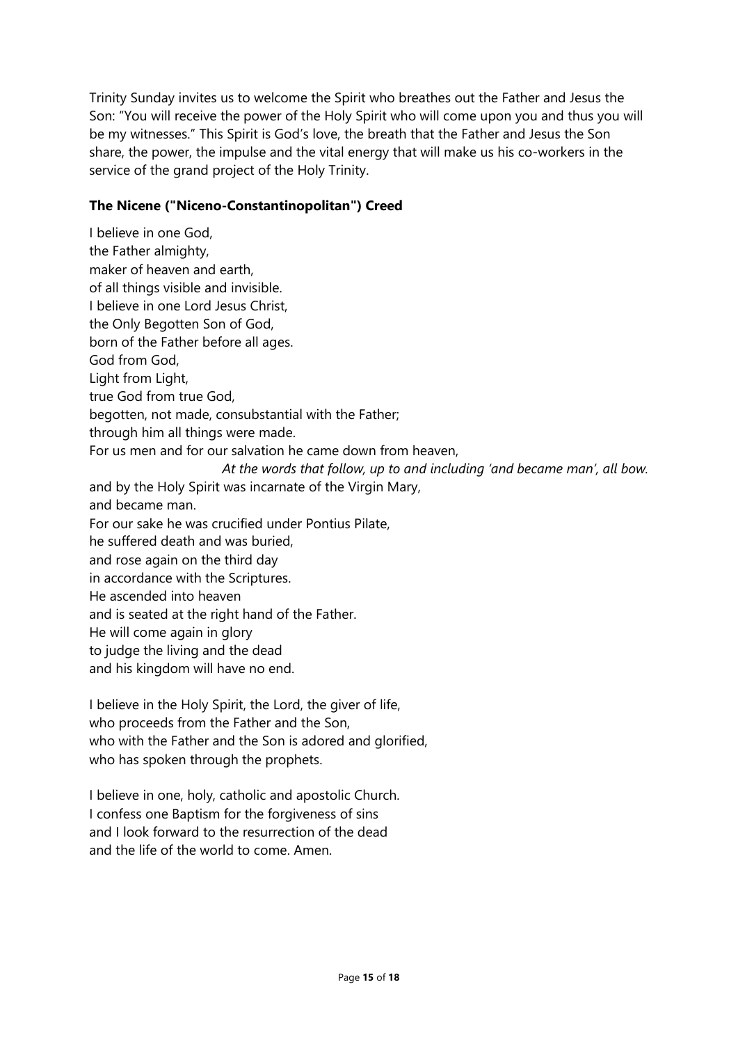Trinity Sunday invites us to welcome the Spirit who breathes out the Father and Jesus the Son: "You will receive the power of the Holy Spirit who will come upon you and thus you will be my witnesses." This Spirit is God's love, the breath that the Father and Jesus the Son share, the power, the impulse and the vital energy that will make us his co-workers in the service of the grand project of the Holy Trinity.

**The Nicene ("Niceno-Constantinopolitan") Creed**

I believe in one God,
the Father almighty,
maker of heaven and earth,
of all things visible and invisible.
I believe in one Lord Jesus Christ,
the Only Begotten Son of God,
born of the Father before all ages.
God from God,
Light from Light,
true God from true God,
begotten, not made, consubstantial with the Father;
through him all things were made.
For us men and for our salvation he came down from heaven,
*At the words that follow, up to and including 'and became man', all bow.*
and by the Holy Spirit was incarnate of the Virgin Mary,
and became man.
For our sake he was crucified under Pontius Pilate,
he suffered death and was buried,
and rose again on the third day
in accordance with the Scriptures.
He ascended into heaven
and is seated at the right hand of the Father.
He will come again in glory
to judge the living and the dead
and his kingdom will have no end.

I believe in the Holy Spirit, the Lord, the giver of life,
who proceeds from the Father and the Son,
who with the Father and the Son is adored and glorified,
who has spoken through the prophets.

I believe in one, holy, catholic and apostolic Church.
I confess one Baptism for the forgiveness of sins
and I look forward to the resurrection of the dead
and the life of the world to come. Amen.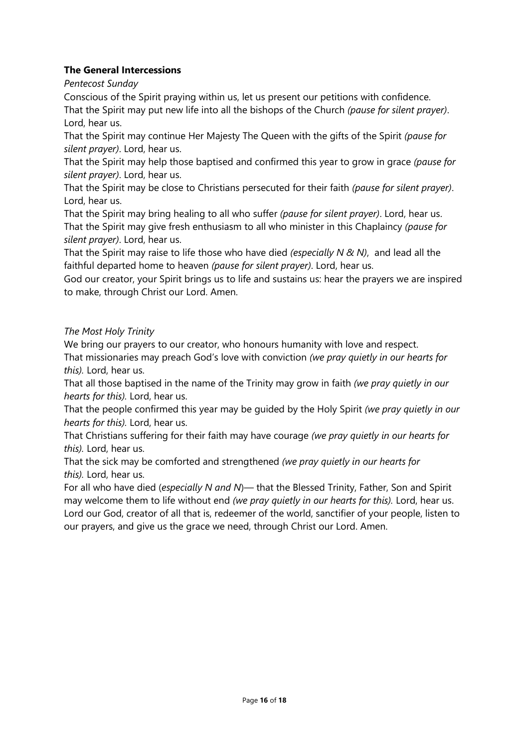**The General Intercessions**

*Pentecost Sunday*

Conscious of the Spirit praying within us, let us present our petitions with confidence.

That the Spirit may put new life into all the bishops of the Church *(pause for silent prayer)*. Lord, hear us.

That the Spirit may continue Her Majesty The Queen with the gifts of the Spirit *(pause for silent prayer)*. Lord, hear us.

That the Spirit may help those baptised and confirmed this year to grow in grace *(pause for silent prayer)*. Lord, hear us.

That the Spirit may be close to Christians persecuted for their faith *(pause for silent prayer)*. Lord, hear us.

That the Spirit may bring healing to all who suffer *(pause for silent prayer)*. Lord, hear us.

That the Spirit may give fresh enthusiasm to all who minister in this Chaplaincy *(pause for silent prayer)*. Lord, hear us.

That the Spirit may raise to life those who have died *(especially N & N)*, and lead all the faithful departed home to heaven *(pause for silent prayer)*. Lord, hear us.

God our creator, your Spirit brings us to life and sustains us: hear the prayers we are inspired to make, through Christ our Lord. Amen.

*The Most Holy Trinity*

We bring our prayers to our creator, who honours humanity with love and respect.

That missionaries may preach God's love with conviction *(we pray quietly in our hearts for this).* Lord, hear us.

That all those baptised in the name of the Trinity may grow in faith *(we pray quietly in our hearts for this).* Lord, hear us.

That the people confirmed this year may be guided by the Holy Spirit *(we pray quietly in our hearts for this).* Lord, hear us.

That Christians suffering for their faith may have courage *(we pray quietly in our hearts for this).* Lord, hear us.

That the sick may be comforted and strengthened *(we pray quietly in our hearts for this).* Lord, hear us.

For all who have died (*especially N and N*)— that the Blessed Trinity, Father, Son and Spirit may welcome them to life without end *(we pray quietly in our hearts for this).* Lord, hear us.

Lord our God, creator of all that is, redeemer of the world, sanctifier of your people, listen to our prayers, and give us the grace we need, through Christ our Lord. Amen.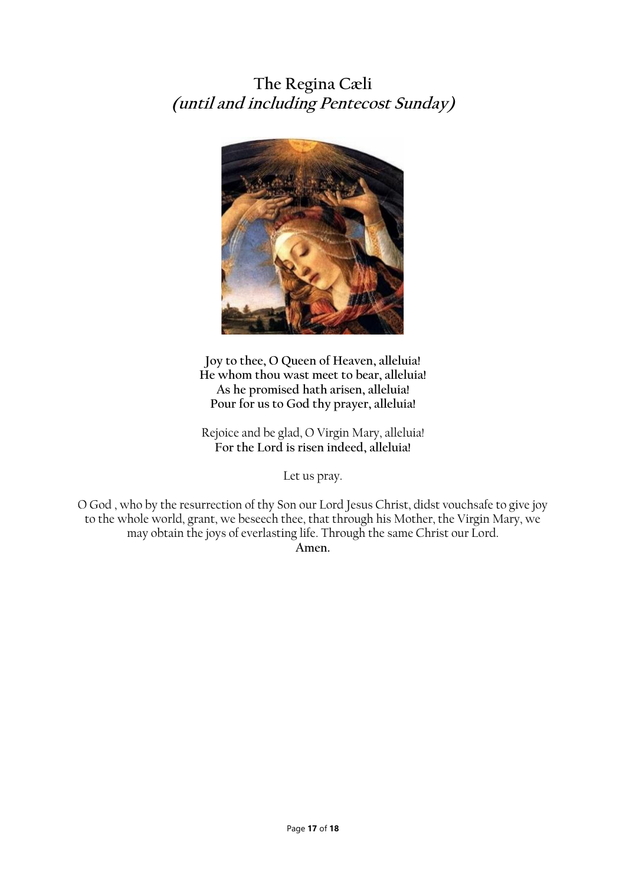# The Regina Cæli
## *(until and including Pentecost Sunday)*

**Joy to thee, O Queen of Heaven, alleluia!**
**He whom thou wast meet to bear, alleluia!**
**As he promised hath arisen, alleluia!**
**Pour for us to God thy prayer, alleluia!**

Rejoice and be glad, O Virgin Mary, alleluia!
**For the Lord is risen indeed, alleluia!**

Let us pray.

O God , who by the resurrection of thy Son our Lord Jesus Christ, didst vouchsafe to give joy to the whole world, grant, we beseech thee, that through his Mother, the Virgin Mary, we may obtain the joys of everlasting life. Through the same Christ our Lord.
**Amen.**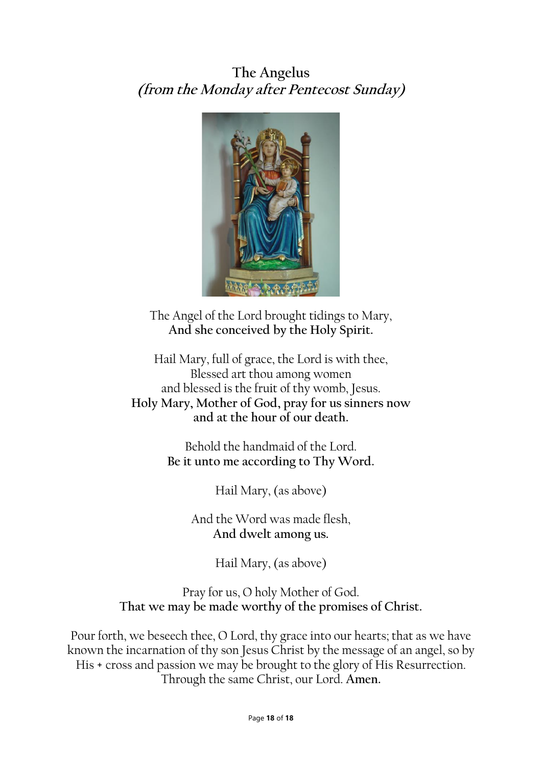## The Angelus
## *(from the Monday after Pentecost Sunday)*

The Angel of the Lord brought tidings to Mary,
**And she conceived by the Holy Spirit.**

Hail Mary, full of grace, the Lord is with thee,
Blessed art thou among women
and blessed is the fruit of thy womb, Jesus.
**Holy Mary, Mother of God, pray for us sinners now and at the hour of our death.**

Behold the handmaid of the Lord.
**Be it unto me according to Thy Word.**

Hail Mary, (as above)

And the Word was made flesh,
**And dwelt among us.**

Hail Mary, (as above)

Pray for us, O holy Mother of God.
**That we may be made worthy of the promises of Christ.**

Pour forth, we beseech thee, O Lord, thy grace into our hearts; that as we have known the incarnation of thy son Jesus Christ by the message of an angel, so by His + cross and passion we may be brought to the glory of His Resurrection. Through the same Christ, our Lord. **Amen.**